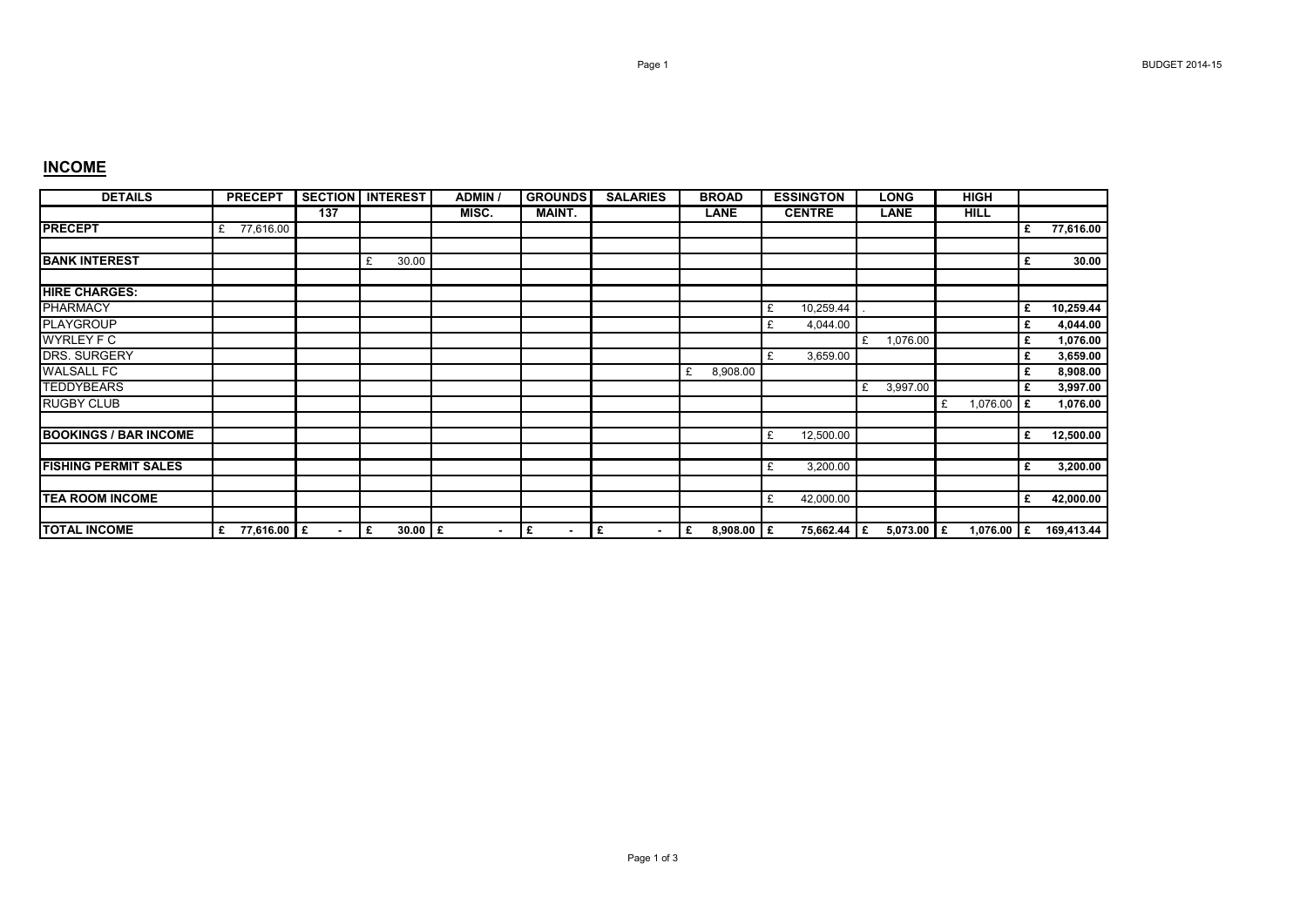## INCOME

| DETAILS | PRECEPT | SECTION 137 | INTEREST | ADMIN / MISC. | GROUNDS MAINT. | SALARIES | BROAD LANE | ESSINGTON CENTRE | LONG LANE | HIGH HILL | |
|---|---|---|---|---|---|---|---|---|---|---|---|
| **PRECEPT** | £ 77,616.00 | | | | | | | | | | **£ 77,616.00** |
| | | | | | | | | | | | |
| **BANK INTEREST** | | | £ 30.00 | | | | | | | | **£ 30.00** |
| | | | | | | | | | | | |
| **HIRE CHARGES:** | | | | | | | | | | | |
| PHARMACY | | | | | | | | £ 10,259.44 | . | | **£ 10,259.44** |
| PLAYGROUP | | | | | | | | £ 4,044.00 | | | **£ 4,044.00** |
| WYRLEY F C | | | | | | | | | £ 1,076.00 | | **£ 1,076.00** |
| DRS. SURGERY | | | | | | | | £ 3,659.00 | | | **£ 3,659.00** |
| WALSALL FC | | | | | | | £ 8,908.00 | | | | **£ 8,908.00** |
| TEDDYBEARS | | | | | | | | | £ 3,997.00 | | **£ 3,997.00** |
| RUGBY CLUB | | | | | | | | | | £ 1,076.00 | **£ 1,076.00** |
| | | | | | | | | | | | |
| **BOOKINGS / BAR INCOME** | | | | | | | | £ 12,500.00 | | | **£ 12,500.00** |
| | | | | | | | | | | | |
| **FISHING PERMIT SALES** | | | | | | | | £ 3,200.00 | | | **£ 3,200.00** |
| | | | | | | | | | | | |
| **TEA ROOM INCOME** | | | | | | | | £ 42,000.00 | | | **£ 42,000.00** |
| | | | | | | | | | | | |
| **TOTAL INCOME** | **£ 77,616.00** | **£ -** | **£ 30.00** | **£ -** | **£ -** | **£ -** | **£ 8,908.00** | **£ 75,662.44** | **£ 5,073.00** | **£ 1,076.00** | **£ 169,413.44** |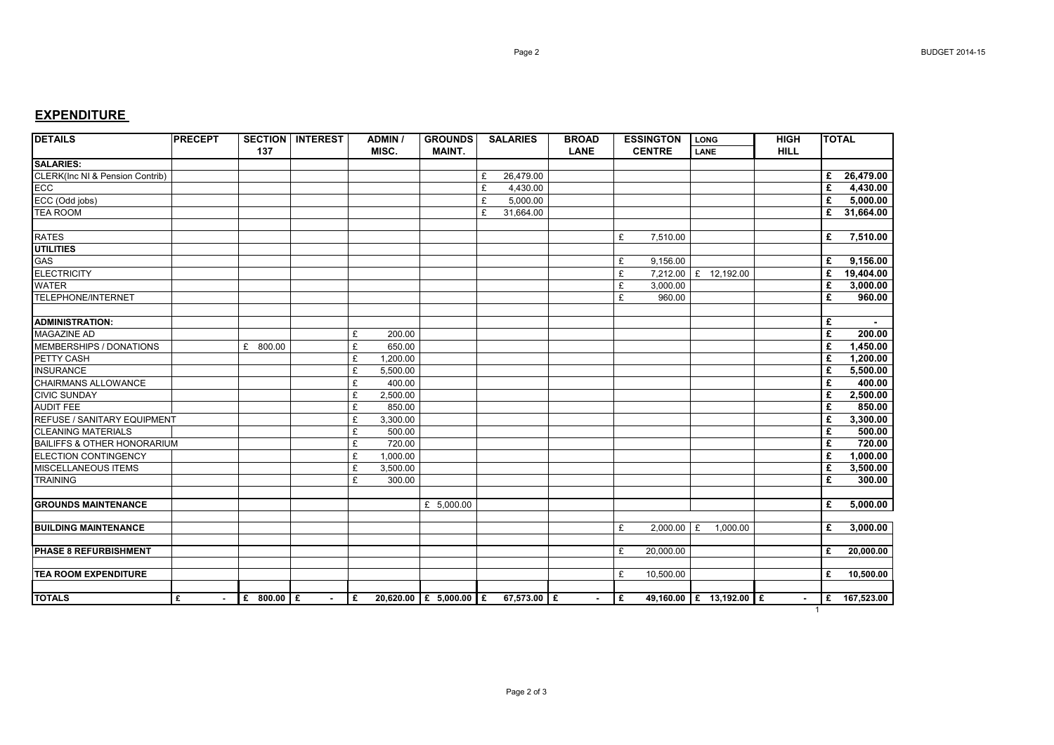## EXPENDITURE

| DETAILS | PRECEPT | SECTION 137 | INTEREST | ADMIN / MISC. | GROUNDS MAINT. | SALARIES | BROAD LANE | ESSINGTON CENTRE | LONG LANE | HIGH HILL | TOTAL |
|---|---|---|---|---|---|---|---|---|---|---|---|
| **SALARIES:** | | | | | | | | | | | |
| CLERK(Inc NI & Pension Contrib) | | | | | | £ 26,479.00 | | | | | **£ 26,479.00** |
| ECC | | | | | | £ 4,430.00 | | | | | **£ 4,430.00** |
| ECC (Odd jobs) | | | | | | £ 5,000.00 | | | | | **£ 5,000.00** |
| TEA ROOM | | | | | | £ 31,664.00 | | | | | **£ 31,664.00** |
| | | | | | | | | | | | |
| RATES | | | | | | | | £ 7,510.00 | | | **£ 7,510.00** |
| **UTILITIES** | | | | | | | | | | | |
| GAS | | | | | | | | £ 9,156.00 | | | **£ 9,156.00** |
| ELECTRICITY | | | | | | | | £ 7,212.00 | £ 12,192.00 | | **£ 19,404.00** |
| WATER | | | | | | | | £ 3,000.00 | | | **£ 3,000.00** |
| TELEPHONE/INTERNET | | | | | | | | £ 960.00 | | | **£ 960.00** |
| | | | | | | | | | | | |
| **ADMINISTRATION:** | | | | | | | | | | | **£ -** |
| MAGAZINE AD | | | | £ 200.00 | | | | | | | **£ 200.00** |
| MEMBERSHIPS / DONATIONS | | £ 800.00 | | £ 650.00 | | | | | | | **£ 1,450.00** |
| PETTY CASH | | | | £ 1,200.00 | | | | | | | **£ 1,200.00** |
| INSURANCE | | | | £ 5,500.00 | | | | | | | **£ 5,500.00** |
| CHAIRMANS ALLOWANCE | | | | £ 400.00 | | | | | | | **£ 400.00** |
| CIVIC SUNDAY | | | | £ 2,500.00 | | | | | | | **£ 2,500.00** |
| AUDIT FEE | | | | £ 850.00 | | | | | | | **£ 850.00** |
| REFUSE / SANITARY EQUIPMENT | | | | £ 3,300.00 | | | | | | | **£ 3,300.00** |
| CLEANING MATERIALS | | | | £ 500.00 | | | | | | | **£ 500.00** |
| BAILIFFS & OTHER HONORARIUM | | | | £ 720.00 | | | | | | | **£ 720.00** |
| ELECTION CONTINGENCY | | | | £ 1,000.00 | | | | | | | **£ 1,000.00** |
| MISCELLANEOUS ITEMS | | | | £ 3,500.00 | | | | | | | **£ 3,500.00** |
| TRAINING | | | | £ 300.00 | | | | | | | **£ 300.00** |
| | | | | | | | | | | | |
| **GROUNDS MAINTENANCE** | | | | | £ 5,000.00 | | | | | | **£ 5,000.00** |
| | | | | | | | | | | | |
| **BUILDING MAINTENANCE** | | | | | | | | £ 2,000.00 | £ 1,000.00 | | **£ 3,000.00** |
| | | | | | | | | | | | |
| **PHASE 8 REFURBISHMENT** | | | | | | | | £ 20,000.00 | | | **£ 20,000.00** |
| | | | | | | | | | | | |
| **TEA ROOM EXPENDITURE** | | | | | | | | £ 10,500.00 | | | **£ 10,500.00** |
| | | | | | | | | | | | |
| **TOTALS** | **£ -** | **£ 800.00** | **£ -** | **£ 20,620.00** | **£ 5,000.00** | **£ 67,573.00** | **£ -** | **£ 49,160.00** | **£ 13,192.00** | **£ -** | **£ 167,523.00** |

1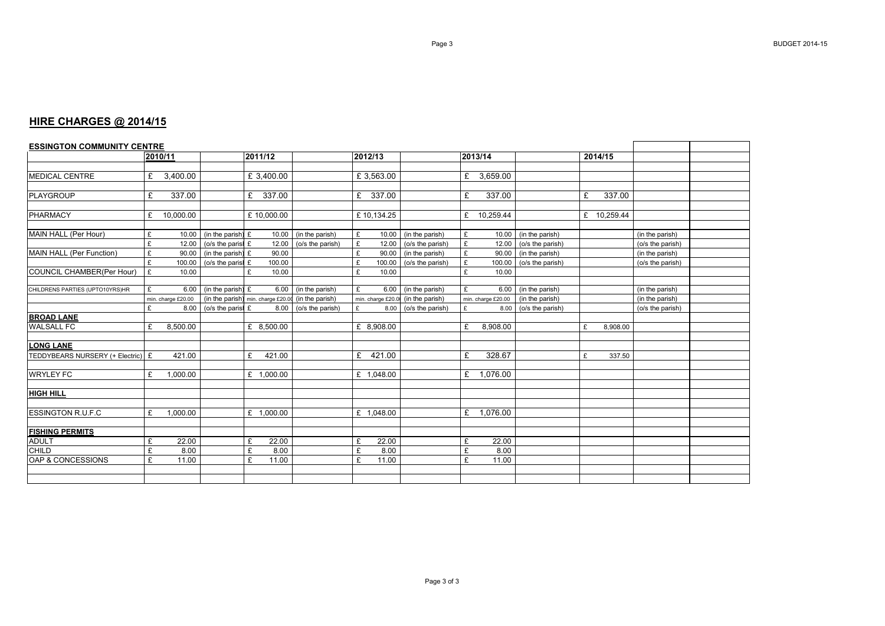## HIRE CHARGES @ 2014/15

| ESSINGTON COMMUNITY CENTRE | | | | | | | | | | | |
|---|---|---|---|---|---|---|---|---|---|---|---|
| | 2010/11 | | 2011/12 | | 2012/13 | | 2013/14 | | 2014/15 | | |
| MEDICAL CENTRE | £ 3,400.00 | | £ 3,400.00 | | £ 3,563.00 | | £ 3,659.00 | | | | |
| PLAYGROUP | £ 337.00 | | £ 337.00 | | £ 337.00 | | £ 337.00 | | £ 337.00 | | |
| PHARMACY | £ 10,000.00 | | £ 10,000.00 | | £ 10,134.25 | | £ 10,259.44 | | £ 10,259.44 | | |
| MAIN HALL (Per Hour) | £ 10.00 | (in the parish) | £ 10.00 | (in the parish) | £ 10.00 | (in the parish) | £ 10.00 | (in the parish) | | (in the parish) | |
| | £ 12.00 | (o/s the parish) | £ 12.00 | (o/s the parish) | £ 12.00 | (o/s the parish) | £ 12.00 | (o/s the parish) | | (o/s the parish) | |
| MAIN HALL (Per Function) | £ 90.00 | (in the parish) | £ 90.00 | | £ 90.00 | (in the parish) | £ 90.00 | (in the parish) | | (in the parish) | |
| | £ 100.00 | (o/s the parish) | £ 100.00 | | £ 100.00 | (o/s the parish) | £ 100.00 | (o/s the parish) | | (o/s the parish) | |
| COUNCIL CHAMBER(Per Hour) | £ 10.00 | | £ 10.00 | | £ 10.00 | | £ 10.00 | | | | |
| CHILDRENS PARTIES (UPTO10YRS)HR | £ 6.00 | (in the parish) | £ 6.00 | (in the parish) | £ 6.00 | (in the parish) | £ 6.00 | (in the parish) | | (in the parish) | |
| | min. charge £20.00 | (in the parish) | min. charge £20.00 | (in the parish) | min. charge £20.00 | (in the parish) | min. charge £20.00 | (in the parish) | | (in the parish) | |
| | £ 8.00 | (o/s the parish) | £ 8.00 | (o/s the parish) | £ 8.00 | (o/s the parish) | £ 8.00 | (o/s the parish) | | (o/s the parish) | |
| **BROAD LANE** | | | | | | | | | | | |
| WALSALL FC | £ 8,500.00 | | £ 8,500.00 | | £ 8,908.00 | | £ 8,908.00 | | £ 8,908.00 | | |
| **LONG LANE** | | | | | | | | | | | |
| TEDDYBEARS NURSERY (+ Electric) | £ 421.00 | | £ 421.00 | | £ 421.00 | | £ 328.67 | | £ 337.50 | | |
| WRYLEY FC | £ 1,000.00 | | £ 1,000.00 | | £ 1,048.00 | | £ 1,076.00 | | | | |
| **HIGH HILL** | | | | | | | | | | | |
| ESSINGTON R.U.F.C | £ 1,000.00 | | £ 1,000.00 | | £ 1,048.00 | | £ 1,076.00 | | | | |
| **FISHING PERMITS** | | | | | | | | | | | |
| ADULT | £ 22.00 | | £ 22.00 | | £ 22.00 | | £ 22.00 | | | | |
| CHILD | £ 8.00 | | £ 8.00 | | £ 8.00 | | £ 8.00 | | | | |
| OAP & CONCESSIONS | £ 11.00 | | £ 11.00 | | £ 11.00 | | £ 11.00 | | | | |